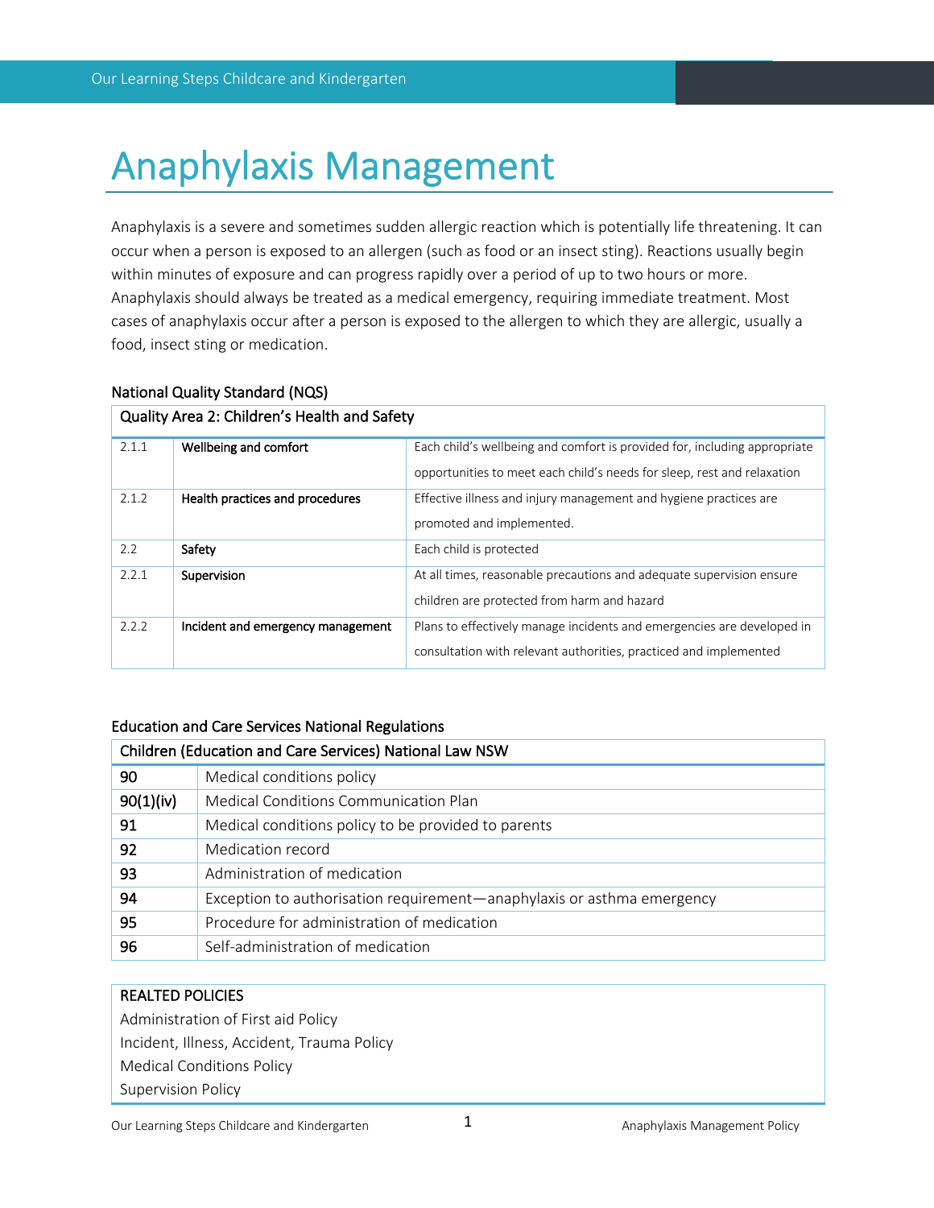# Anaphylaxis Management

Anaphylaxis is a severe and sometimes sudden allergic reaction which is potentially life threatening. It can occur when a person is exposed to an allergen (such as food or an insect sting). Reactions usually begin within minutes of exposure and can progress rapidly over a period of up to two hours or more. Anaphylaxis should always be treated as a medical emergency, requiring immediate treatment. Most cases of anaphylaxis occur after a person is exposed to the allergen to which they are allergic, usually a food, insect sting or medication.

## National Quality Standard (NQS)

| Quality Area 2: Children's Health and Safety | | |
|---|---|---|
| 2.1.1 | Wellbeing and comfort | Each child's wellbeing and comfort is provided for, including appropriate opportunities to meet each child's needs for sleep, rest and relaxation |
| 2.1.2 | Health practices and procedures | Effective illness and injury management and hygiene practices are promoted and implemented. |
| 2.2 | Safety | Each child is protected |
| 2.2.1 | Supervision | At all times, reasonable precautions and adequate supervision ensure children are protected from harm and hazard |
| 2.2.2 | Incident and emergency management | Plans to effectively manage incidents and emergencies are developed in consultation with relevant authorities, practiced and implemented |

## Education and Care Services National Regulations

| Children (Education and Care Services) National Law NSW | |
|---|---|
| **90** | Medical conditions policy |
| **90(1)(iv)** | Medical Conditions Communication Plan |
| **91** | Medical conditions policy to be provided to parents |
| **92** | Medication record |
| **93** | Administration of medication |
| **94** | Exception to authorisation requirement—anaphylaxis or asthma emergency |
| **95** | Procedure for administration of medication |
| **96** | Self-administration of medication |

| REALTED POLICIES |
|---|
| Administration of First aid Policy |
| Incident, Illness, Accident, Trauma Policy |
| Medical Conditions Policy |
| Supervision Policy |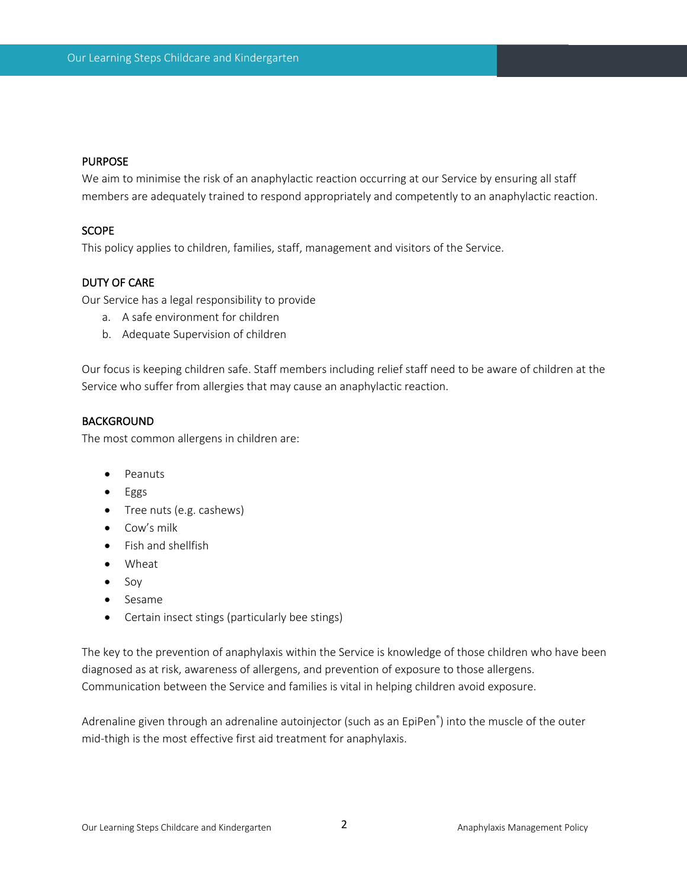## PURPOSE

We aim to minimise the risk of an anaphylactic reaction occurring at our Service by ensuring all staff members are adequately trained to respond appropriately and competently to an anaphylactic reaction.

## SCOPE

This policy applies to children, families, staff, management and visitors of the Service.

## DUTY OF CARE

Our Service has a legal responsibility to provide

a. A safe environment for children
b. Adequate Supervision of children

Our focus is keeping children safe. Staff members including relief staff need to be aware of children at the Service who suffer from allergies that may cause an anaphylactic reaction.

## BACKGROUND

The most common allergens in children are:

- Peanuts
- Eggs
- Tree nuts (e.g. cashews)
- Cow's milk
- Fish and shellfish
- Wheat
- Soy
- Sesame
- Certain insect stings (particularly bee stings)

The key to the prevention of anaphylaxis within the Service is knowledge of those children who have been diagnosed as at risk, awareness of allergens, and prevention of exposure to those allergens. Communication between the Service and families is vital in helping children avoid exposure.

Adrenaline given through an adrenaline autoinjector (such as an EpiPen®) into the muscle of the outer mid-thigh is the most effective first aid treatment for anaphylaxis.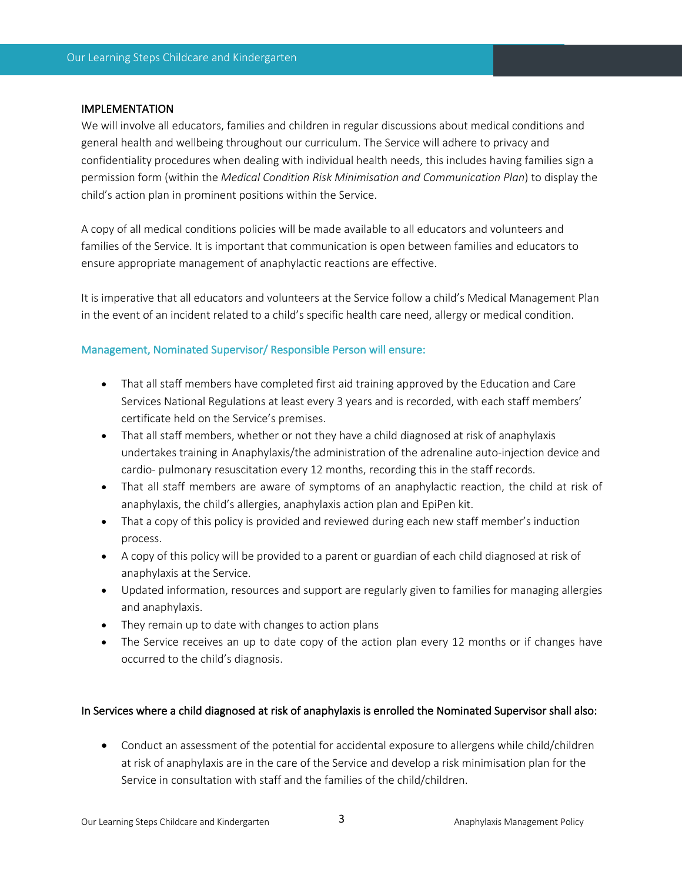## IMPLEMENTATION

We will involve all educators, families and children in regular discussions about medical conditions and general health and wellbeing throughout our curriculum. The Service will adhere to privacy and confidentiality procedures when dealing with individual health needs, this includes having families sign a permission form (within the *Medical Condition Risk Minimisation and Communication Plan*) to display the child's action plan in prominent positions within the Service.

A copy of all medical conditions policies will be made available to all educators and volunteers and families of the Service. It is important that communication is open between families and educators to ensure appropriate management of anaphylactic reactions are effective.

It is imperative that all educators and volunteers at the Service follow a child's Medical Management Plan in the event of an incident related to a child's specific health care need, allergy or medical condition.

### Management, Nominated Supervisor/ Responsible Person will ensure:

- That all staff members have completed first aid training approved by the Education and Care Services National Regulations at least every 3 years and is recorded, with each staff members' certificate held on the Service's premises.
- That all staff members, whether or not they have a child diagnosed at risk of anaphylaxis undertakes training in Anaphylaxis/the administration of the adrenaline auto-injection device and cardio- pulmonary resuscitation every 12 months, recording this in the staff records.
- That all staff members are aware of symptoms of an anaphylactic reaction, the child at risk of anaphylaxis, the child's allergies, anaphylaxis action plan and EpiPen kit.
- That a copy of this policy is provided and reviewed during each new staff member's induction process.
- A copy of this policy will be provided to a parent or guardian of each child diagnosed at risk of anaphylaxis at the Service.
- Updated information, resources and support are regularly given to families for managing allergies and anaphylaxis.
- They remain up to date with changes to action plans
- The Service receives an up to date copy of the action plan every 12 months or if changes have occurred to the child's diagnosis.

### In Services where a child diagnosed at risk of anaphylaxis is enrolled the Nominated Supervisor shall also:

- Conduct an assessment of the potential for accidental exposure to allergens while child/children at risk of anaphylaxis are in the care of the Service and develop a risk minimisation plan for the Service in consultation with staff and the families of the child/children.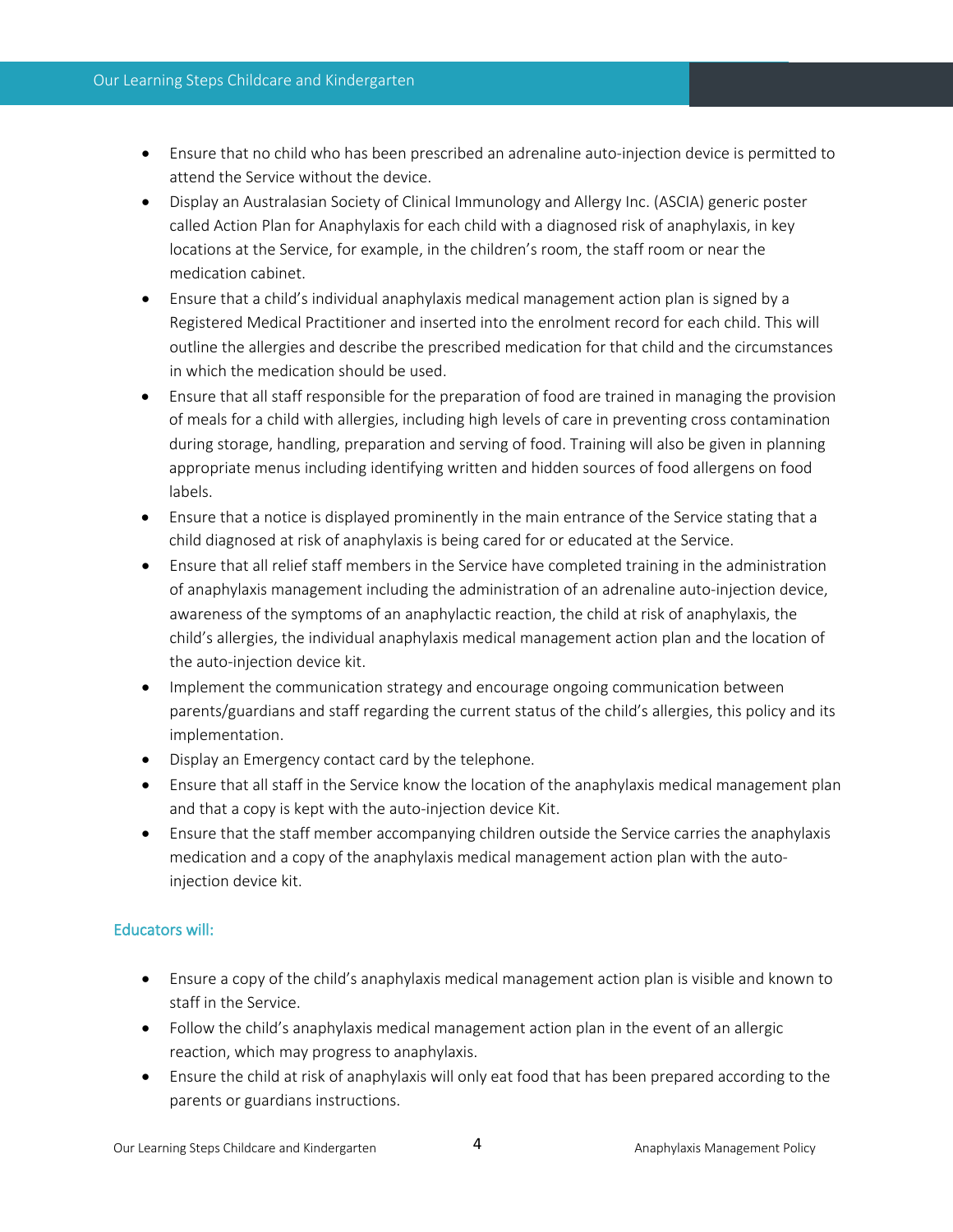- Ensure that no child who has been prescribed an adrenaline auto-injection device is permitted to attend the Service without the device.
- Display an Australasian Society of Clinical Immunology and Allergy Inc. (ASCIA) generic poster called Action Plan for Anaphylaxis for each child with a diagnosed risk of anaphylaxis, in key locations at the Service, for example, in the children's room, the staff room or near the medication cabinet.
- Ensure that a child's individual anaphylaxis medical management action plan is signed by a Registered Medical Practitioner and inserted into the enrolment record for each child. This will outline the allergies and describe the prescribed medication for that child and the circumstances in which the medication should be used.
- Ensure that all staff responsible for the preparation of food are trained in managing the provision of meals for a child with allergies, including high levels of care in preventing cross contamination during storage, handling, preparation and serving of food. Training will also be given in planning appropriate menus including identifying written and hidden sources of food allergens on food labels.
- Ensure that a notice is displayed prominently in the main entrance of the Service stating that a child diagnosed at risk of anaphylaxis is being cared for or educated at the Service.
- Ensure that all relief staff members in the Service have completed training in the administration of anaphylaxis management including the administration of an adrenaline auto-injection device, awareness of the symptoms of an anaphylactic reaction, the child at risk of anaphylaxis, the child's allergies, the individual anaphylaxis medical management action plan and the location of the auto-injection device kit.
- Implement the communication strategy and encourage ongoing communication between parents/guardians and staff regarding the current status of the child's allergies, this policy and its implementation.
- Display an Emergency contact card by the telephone.
- Ensure that all staff in the Service know the location of the anaphylaxis medical management plan and that a copy is kept with the auto-injection device Kit.
- Ensure that the staff member accompanying children outside the Service carries the anaphylaxis medication and a copy of the anaphylaxis medical management action plan with the auto-injection device kit.

### Educators will:

- Ensure a copy of the child's anaphylaxis medical management action plan is visible and known to staff in the Service.
- Follow the child's anaphylaxis medical management action plan in the event of an allergic reaction, which may progress to anaphylaxis.
- Ensure the child at risk of anaphylaxis will only eat food that has been prepared according to the parents or guardians instructions.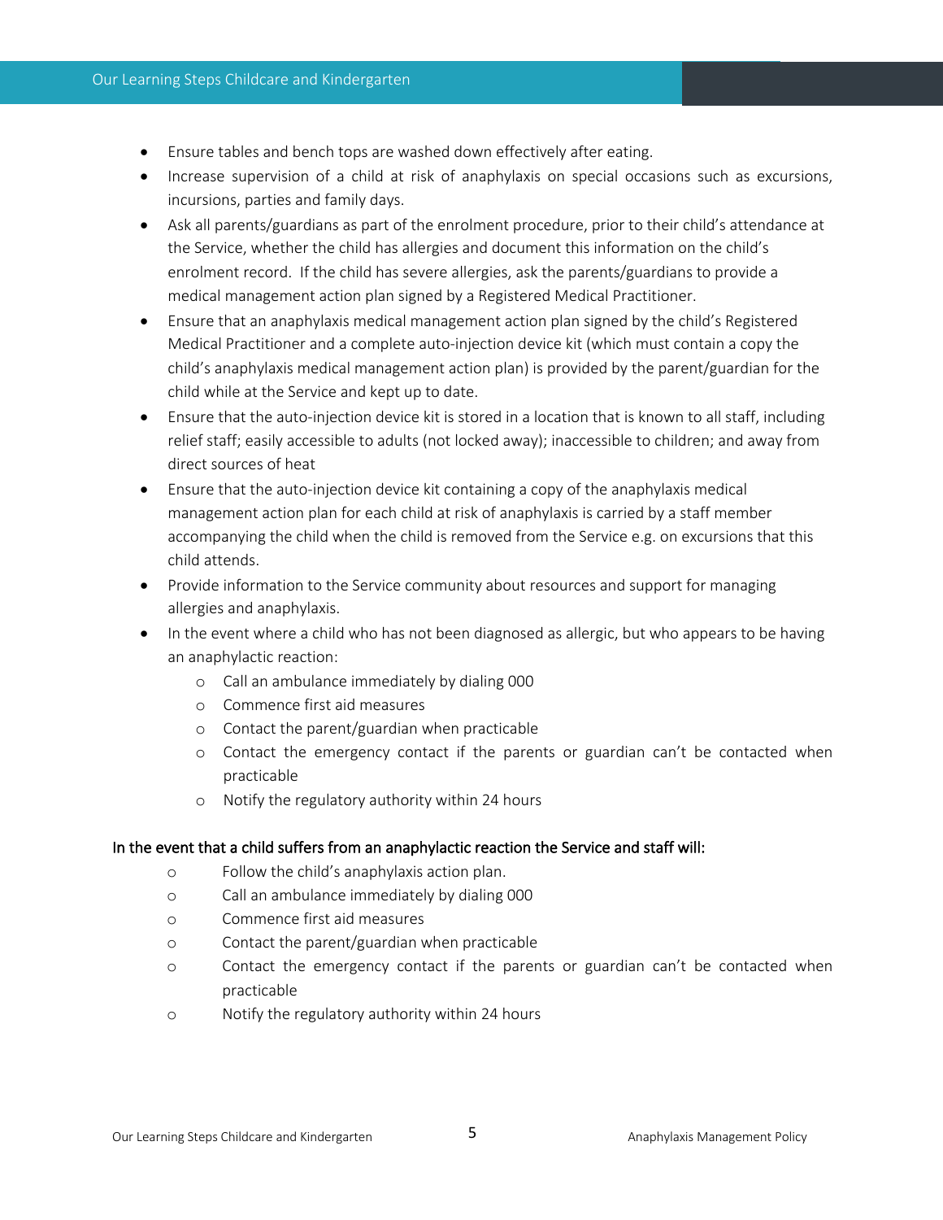- Ensure tables and bench tops are washed down effectively after eating.
- Increase supervision of a child at risk of anaphylaxis on special occasions such as excursions, incursions, parties and family days.
- Ask all parents/guardians as part of the enrolment procedure, prior to their child's attendance at the Service, whether the child has allergies and document this information on the child's enrolment record. If the child has severe allergies, ask the parents/guardians to provide a medical management action plan signed by a Registered Medical Practitioner.
- Ensure that an anaphylaxis medical management action plan signed by the child's Registered Medical Practitioner and a complete auto-injection device kit (which must contain a copy the child's anaphylaxis medical management action plan) is provided by the parent/guardian for the child while at the Service and kept up to date.
- Ensure that the auto-injection device kit is stored in a location that is known to all staff, including relief staff; easily accessible to adults (not locked away); inaccessible to children; and away from direct sources of heat
- Ensure that the auto-injection device kit containing a copy of the anaphylaxis medical management action plan for each child at risk of anaphylaxis is carried by a staff member accompanying the child when the child is removed from the Service e.g. on excursions that this child attends.
- Provide information to the Service community about resources and support for managing allergies and anaphylaxis.
- In the event where a child who has not been diagnosed as allergic, but who appears to be having an anaphylactic reaction:
  - Call an ambulance immediately by dialing 000
  - Commence first aid measures
  - Contact the parent/guardian when practicable
  - Contact the emergency contact if the parents or guardian can't be contacted when practicable
  - Notify the regulatory authority within 24 hours

In the event that a child suffers from an anaphylactic reaction the Service and staff will:

- Follow the child's anaphylaxis action plan.
- Call an ambulance immediately by dialing 000
- Commence first aid measures
- Contact the parent/guardian when practicable
- Contact the emergency contact if the parents or guardian can't be contacted when practicable
- Notify the regulatory authority within 24 hours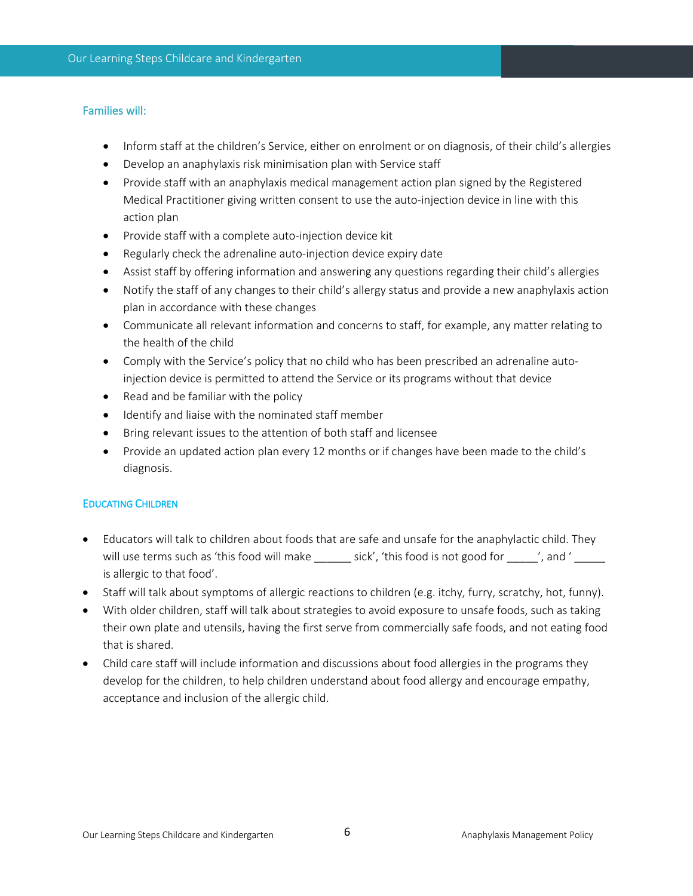### Families will:

- Inform staff at the children's Service, either on enrolment or on diagnosis, of their child's allergies
- Develop an anaphylaxis risk minimisation plan with Service staff
- Provide staff with an anaphylaxis medical management action plan signed by the Registered Medical Practitioner giving written consent to use the auto-injection device in line with this action plan
- Provide staff with a complete auto-injection device kit
- Regularly check the adrenaline auto-injection device expiry date
- Assist staff by offering information and answering any questions regarding their child's allergies
- Notify the staff of any changes to their child's allergy status and provide a new anaphylaxis action plan in accordance with these changes
- Communicate all relevant information and concerns to staff, for example, any matter relating to the health of the child
- Comply with the Service's policy that no child who has been prescribed an adrenaline auto-injection device is permitted to attend the Service or its programs without that device
- Read and be familiar with the policy
- Identify and liaise with the nominated staff member
- Bring relevant issues to the attention of both staff and licensee
- Provide an updated action plan every 12 months or if changes have been made to the child's diagnosis.

### Educating Children

- Educators will talk to children about foods that are safe and unsafe for the anaphylactic child. They will use terms such as 'this food will make ______ sick', 'this food is not good for _____', and '_____ is allergic to that food'.
- Staff will talk about symptoms of allergic reactions to children (e.g. itchy, furry, scratchy, hot, funny).
- With older children, staff will talk about strategies to avoid exposure to unsafe foods, such as taking their own plate and utensils, having the first serve from commercially safe foods, and not eating food that is shared.
- Child care staff will include information and discussions about food allergies in the programs they develop for the children, to help children understand about food allergy and encourage empathy, acceptance and inclusion of the allergic child.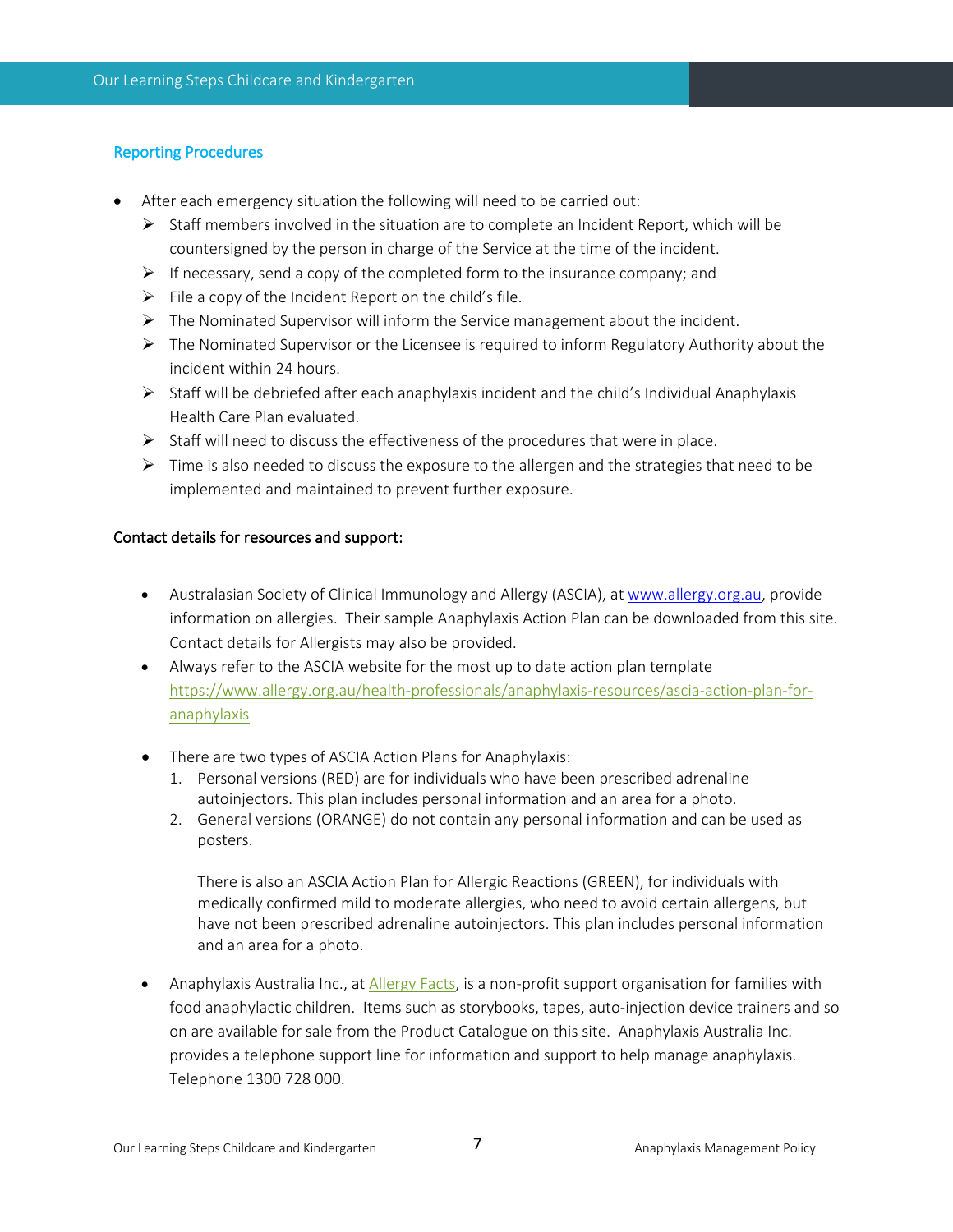### Reporting Procedures

- After each emergency situation the following will need to be carried out:
  - Staff members involved in the situation are to complete an Incident Report, which will be countersigned by the person in charge of the Service at the time of the incident.
  - If necessary, send a copy of the completed form to the insurance company; and
  - File a copy of the Incident Report on the child's file.
  - The Nominated Supervisor will inform the Service management about the incident.
  - The Nominated Supervisor or the Licensee is required to inform Regulatory Authority about the incident within 24 hours.
  - Staff will be debriefed after each anaphylaxis incident and the child's Individual Anaphylaxis Health Care Plan evaluated.
  - Staff will need to discuss the effectiveness of the procedures that were in place.
  - Time is also needed to discuss the exposure to the allergen and the strategies that need to be implemented and maintained to prevent further exposure.

**Contact details for resources and support:**

- Australasian Society of Clinical Immunology and Allergy (ASCIA), at [www.allergy.org.au](www.allergy.org.au), provide information on allergies. Their sample Anaphylaxis Action Plan can be downloaded from this site. Contact details for Allergists may also be provided.
- Always refer to the ASCIA website for the most up to date action plan template [https://www.allergy.org.au/health-professionals/anaphylaxis-resources/ascia-action-plan-for-anaphylaxis](https://www.allergy.org.au/health-professionals/anaphylaxis-resources/ascia-action-plan-for-anaphylaxis)

- There are two types of ASCIA Action Plans for Anaphylaxis:
  1. Personal versions (RED) are for individuals who have been prescribed adrenaline autoinjectors. This plan includes personal information and an area for a photo.
  2. General versions (ORANGE) do not contain any personal information and can be used as posters.

     There is also an ASCIA Action Plan for Allergic Reactions (GREEN), for individuals with medically confirmed mild to moderate allergies, who need to avoid certain allergens, but have not been prescribed adrenaline autoinjectors. This plan includes personal information and an area for a photo.

- Anaphylaxis Australia Inc., at Allergy Facts, is a non-profit support organisation for families with food anaphylactic children. Items such as storybooks, tapes, auto-injection device trainers and so on are available for sale from the Product Catalogue on this site. Anaphylaxis Australia Inc. provides a telephone support line for information and support to help manage anaphylaxis. Telephone 1300 728 000.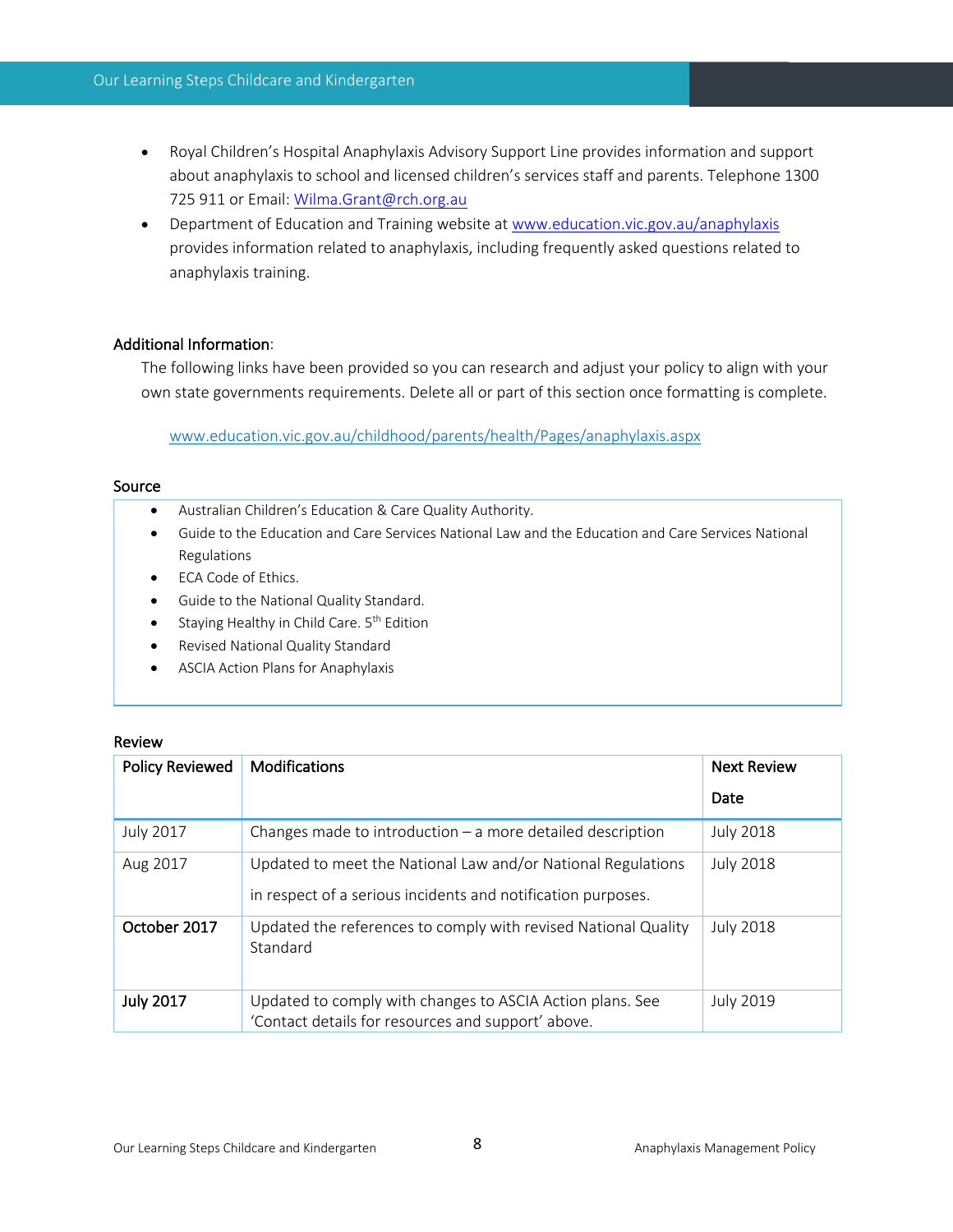- Royal Children's Hospital Anaphylaxis Advisory Support Line provides information and support about anaphylaxis to school and licensed children's services staff and parents. Telephone 1300 725 911 or Email: Wilma.Grant@rch.org.au
- Department of Education and Training website at www.education.vic.gov.au/anaphylaxis provides information related to anaphylaxis, including frequently asked questions related to anaphylaxis training.

**Additional Information**:

The following links have been provided so you can research and adjust your policy to align with your own state governments requirements. Delete all or part of this section once formatting is complete.

www.education.vic.gov.au/childhood/parents/health/Pages/anaphylaxis.aspx

## Source

- Australian Children's Education & Care Quality Authority.
- Guide to the Education and Care Services National Law and the Education and Care Services National Regulations
- ECA Code of Ethics.
- Guide to the National Quality Standard.
- Staying Healthy in Child Care. 5th Edition
- Revised National Quality Standard
- ASCIA Action Plans for Anaphylaxis

## Review

| Policy Reviewed | Modifications | Next Review Date |
|---|---|---|
| July 2017 | Changes made to introduction – a more detailed description | July 2018 |
| Aug 2017 | Updated to meet the National Law and/or National Regulations in respect of a serious incidents and notification purposes. | July 2018 |
| October 2017 | Updated the references to comply with revised National Quality Standard | July 2018 |
| July 2017 | Updated to comply with changes to ASCIA Action plans. See 'Contact details for resources and support' above. | July 2019 |